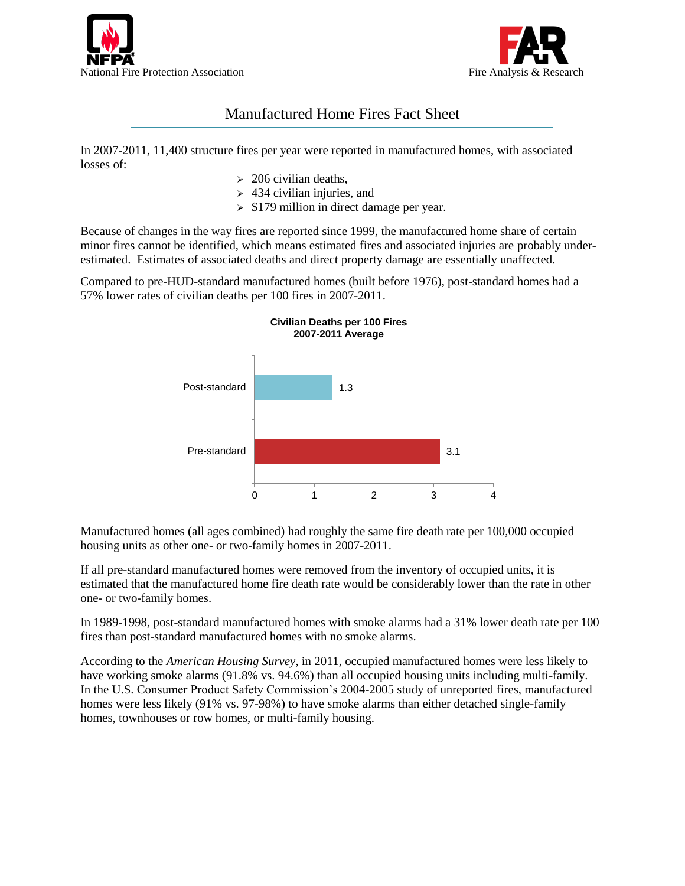National Fire Protection Association

Fire Analysis & Research

# Manufactured Home Fires Fact Sheet

In 2007-2011, 11,400 structure fires per year were reported in manufactured homes, with associated losses of:

- 206 civilian deaths,
- 434 civilian injuries, and
- $179 million in direct damage per year.

Because of changes in the way fires are reported since 1999, the manufactured home share of certain minor fires cannot be identified, which means estimated fires and associated injuries are probably under-estimated. Estimates of associated deaths and direct property damage are essentially unaffected.

Compared to pre-HUD-standard manufactured homes (built before 1976), post-standard homes had a 57% lower rates of civilian deaths per 100 fires in 2007-2011.

**Civilian Deaths per 100 Fires**
**2007-2011 Average**

| | Civilian Deaths per 100 Fires |
|---|---|
| Post-standard | 1.3 |
| Pre-standard | 3.1 |

Manufactured homes (all ages combined) had roughly the same fire death rate per 100,000 occupied housing units as other one- or two-family homes in 2007-2011.

If all pre-standard manufactured homes were removed from the inventory of occupied units, it is estimated that the manufactured home fire death rate would be considerably lower than the rate in other one- or two-family homes.

In 1989-1998, post-standard manufactured homes with smoke alarms had a 31% lower death rate per 100 fires than post-standard manufactured homes with no smoke alarms.

According to the *American Housing Survey*, in 2011, occupied manufactured homes were less likely to have working smoke alarms (91.8% vs. 94.6%) than all occupied housing units including multi-family. In the U.S. Consumer Product Safety Commission's 2004-2005 study of unreported fires, manufactured homes were less likely (91% vs. 97-98%) to have smoke alarms than either detached single-family homes, townhouses or row homes, or multi-family housing.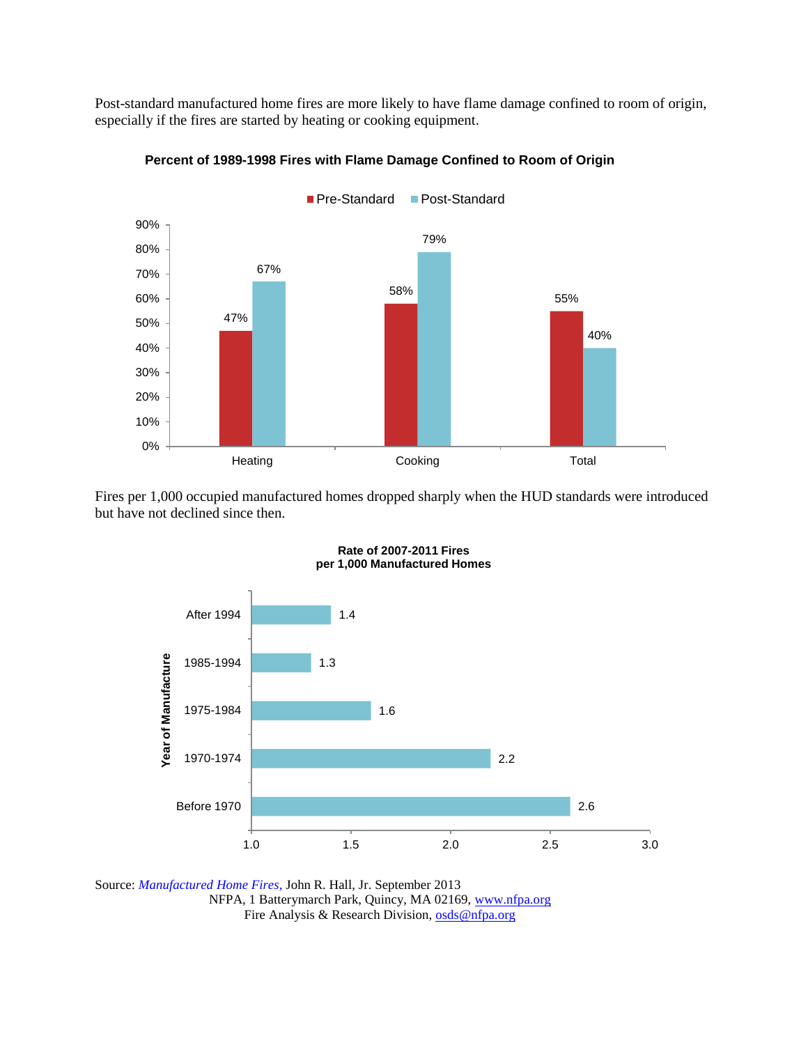Post-standard manufactured home fires are more likely to have flame damage confined to room of origin, especially if the fires are started by heating or cooking equipment.

**Percent of 1989-1998 Fires with Flame Damage Confined to Room of Origin**

Pre-Standard
Post-Standard

90%
80%
70%
60%
50%
40%
30%
20%
10%
0%

47%
67%
58%
79%
55%
40%

Heating
Cooking
Total

Fires per 1,000 occupied manufactured homes dropped sharply when the HUD standards were introduced but have not declined since then.

**Rate of 2007-2011 Fires per 1,000 Manufactured Homes**

Year of Manufacture

After 1994
1.4
1985-1994
1.3
1975-1984
1.6
1970-1974
2.2
Before 1970
2.6

1.0
1.5
2.0
2.5
3.0

Source: *Manufactured Home Fires*, John R. Hall, Jr. September 2013
NFPA, 1 Batterymarch Park, Quincy, MA 02169, www.nfpa.org
Fire Analysis & Research Division, osds@nfpa.org